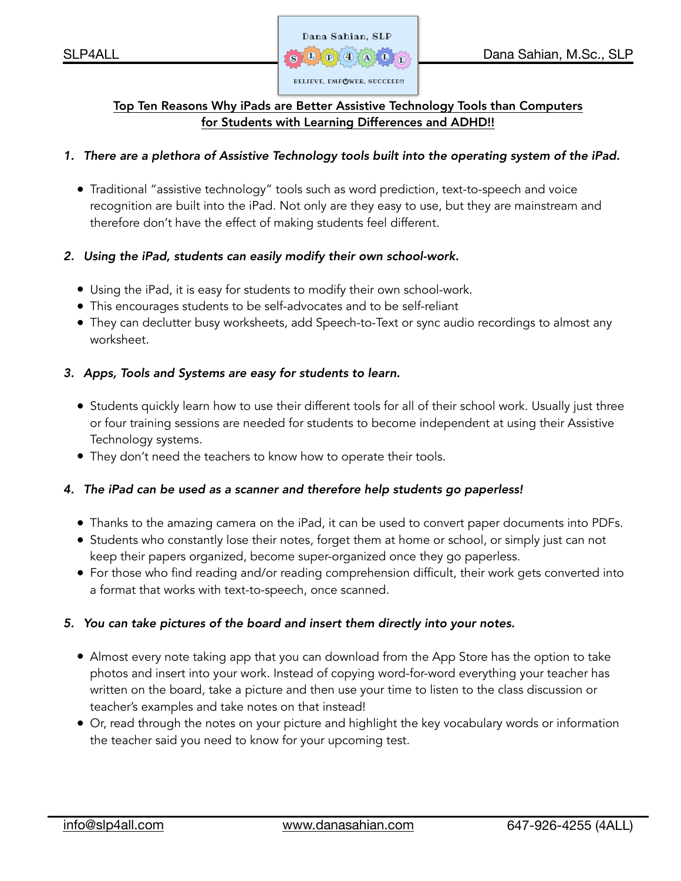## Top Ten Reasons Why iPads are Better Assistive Technology Tools than Computers for Students with Learning Differences and ADHD!!

1. ***There are a plethora of Assistive Technology tools built into the operating system of the iPad.***

   - Traditional "assistive technology" tools such as word prediction, text-to-speech and voice recognition are built into the iPad. Not only are they easy to use, but they are mainstream and therefore don't have the effect of making students feel different.

2. ***Using the iPad, students can easily modify their own school-work.***

   - Using the iPad, it is easy for students to modify their own school-work.
   - This encourages students to be self-advocates and to be self-reliant
   - They can declutter busy worksheets, add Speech-to-Text or sync audio recordings to almost any worksheet.

3. ***Apps, Tools and Systems are easy for students to learn.***

   - Students quickly learn how to use their different tools for all of their school work. Usually just three or four training sessions are needed for students to become independent at using their Assistive Technology systems.
   - They don't need the teachers to know how to operate their tools.

4. ***The iPad can be used as a scanner and therefore help students go paperless!***

   - Thanks to the amazing camera on the iPad, it can be used to convert paper documents into PDFs.
   - Students who constantly lose their notes, forget them at home or school, or simply just can not keep their papers organized, become super-organized once they go paperless.
   - For those who find reading and/or reading comprehension difficult, their work gets converted into a format that works with text-to-speech, once scanned.

5. ***You can take pictures of the board and insert them directly into your notes.***

   - Almost every note taking app that you can download from the App Store has the option to take photos and insert into your work. Instead of copying word-for-word everything your teacher has written on the board, take a picture and then use your time to listen to the class discussion or teacher's examples and take notes on that instead!
   - Or, read through the notes on your picture and highlight the key vocabulary words or information the teacher said you need to know for your upcoming test.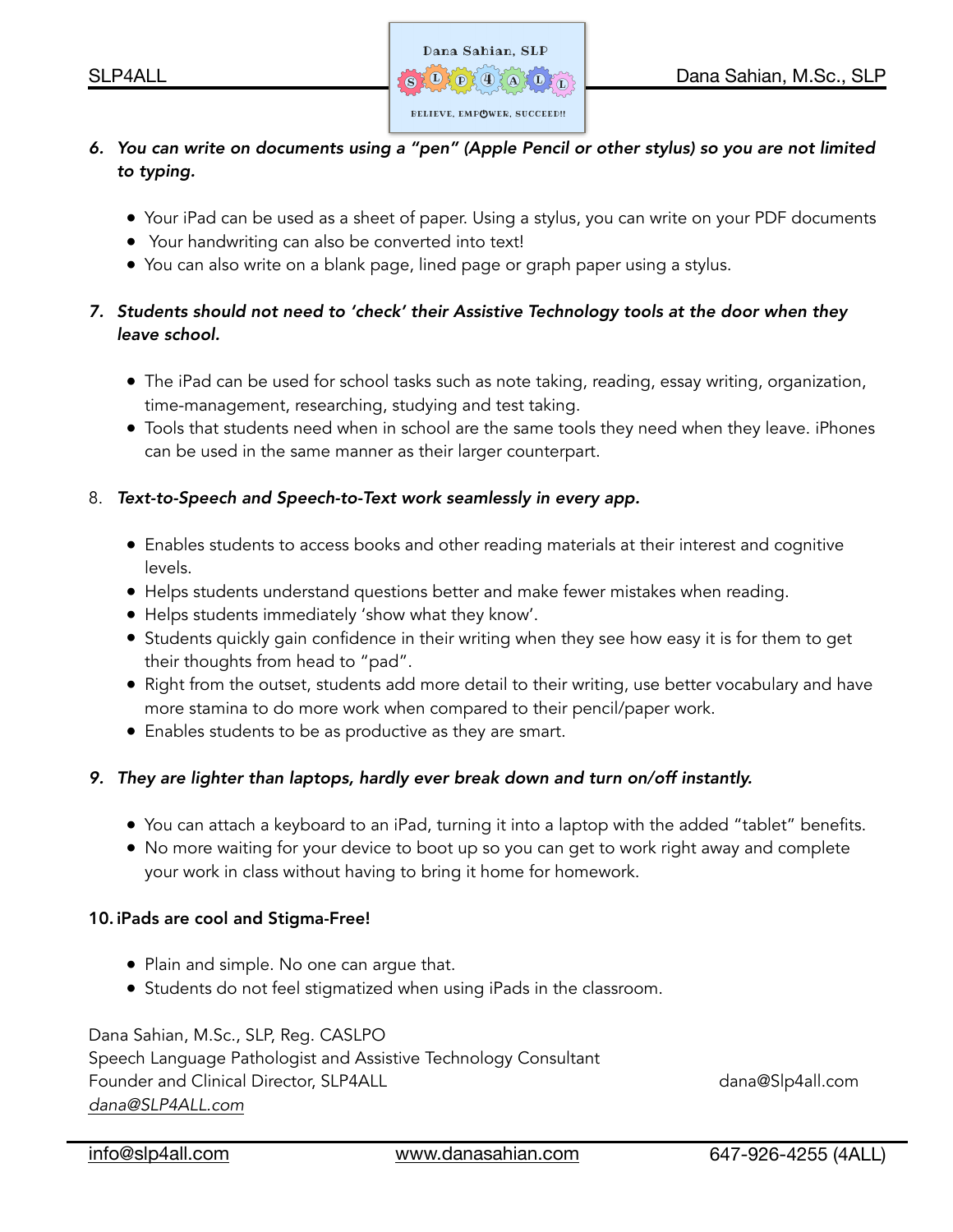6. ***You can write on documents using a "pen" (Apple Pencil or other stylus) so you are not limited to typing.***

   - Your iPad can be used as a sheet of paper. Using a stylus, you can write on your PDF documents
   - Your handwriting can also be converted into text!
   - You can also write on a blank page, lined page or graph paper using a stylus.

7. ***Students should not need to 'check' their Assistive Technology tools at the door when they leave school.***

   - The iPad can be used for school tasks such as note taking, reading, essay writing, organization, time-management, researching, studying and test taking.
   - Tools that students need when in school are the same tools they need when they leave. iPhones can be used in the same manner as their larger counterpart.

8. ***Text-to-Speech and Speech-to-Text work seamlessly in every app.***

   - Enables students to access books and other reading materials at their interest and cognitive levels.
   - Helps students understand questions better and make fewer mistakes when reading.
   - Helps students immediately 'show what they know'.
   - Students quickly gain confidence in their writing when they see how easy it is for them to get their thoughts from head to "pad".
   - Right from the outset, students add more detail to their writing, use better vocabulary and have more stamina to do more work when compared to their pencil/paper work.
   - Enables students to be as productive as they are smart.

9. ***They are lighter than laptops, hardly ever break down and turn on/off instantly.***

   - You can attach a keyboard to an iPad, turning it into a laptop with the added "tablet" benefits.
   - No more waiting for your device to boot up so you can get to work right away and complete your work in class without having to bring it home for homework.

10. **iPads are cool and Stigma-Free!**

    - Plain and simple. No one can argue that.
    - Students do not feel stigmatized when using iPads in the classroom.

Dana Sahian, M.Sc., SLP, Reg. CASLPO
Speech Language Pathologist and Assistive Technology Consultant
Founder and Clinical Director, SLP4ALL
*dana@SLP4ALL.com*

dana@Slp4all.com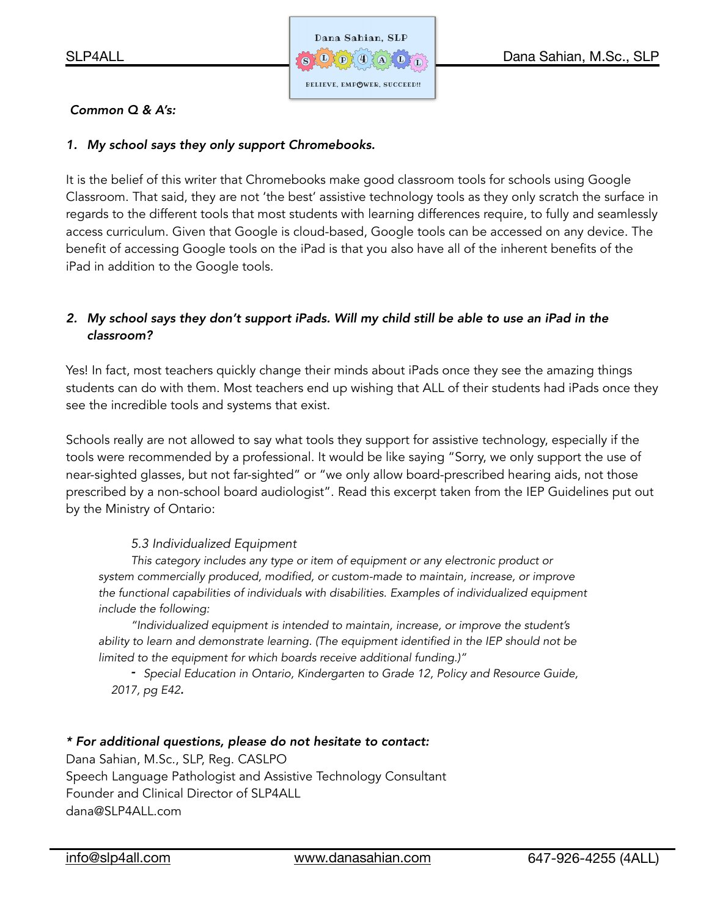*Common Q & A's:*

1. *My school says they only support Chromebooks.*

It is the belief of this writer that Chromebooks make good classroom tools for schools using Google Classroom. That said, they are not 'the best' assistive technology tools as they only scratch the surface in regards to the different tools that most students with learning differences require, to fully and seamlessly access curriculum. Given that Google is cloud-based, Google tools can be accessed on any device. The benefit of accessing Google tools on the iPad is that you also have all of the inherent benefits of the iPad in addition to the Google tools.

2. *My school says they don't support iPads. Will my child still be able to use an iPad in the classroom?*

Yes! In fact, most teachers quickly change their minds about iPads once they see the amazing things students can do with them. Most teachers end up wishing that ALL of their students had iPads once they see the incredible tools and systems that exist.

Schools really are not allowed to say what tools they support for assistive technology, especially if the tools were recommended by a professional. It would be like saying "Sorry, we only support the use of near-sighted glasses, but not far-sighted" or "we only allow board-prescribed hearing aids, not those prescribed by a non-school board audiologist". Read this excerpt taken from the IEP Guidelines put out by the Ministry of Ontario:

> *5.3 Individualized Equipment*
>
> *This category includes any type or item of equipment or any electronic product or system commercially produced, modified, or custom-made to maintain, increase, or improve the functional capabilities of individuals with disabilities. Examples of individualized equipment include the following:*
>
> *"Individualized equipment is intended to maintain, increase, or improve the student's ability to learn and demonstrate learning. (The equipment identified in the IEP should not be limited to the equipment for which boards receive additional funding.)"*
>
> - *Special Education in Ontario, Kindergarten to Grade 12, Policy and Resource Guide, 2017, pg E42.*

***For additional questions, please do not hesitate to contact:***

Dana Sahian, M.Sc., SLP, Reg. CASLPO
Speech Language Pathologist and Assistive Technology Consultant
Founder and Clinical Director of SLP4ALL
dana@SLP4ALL.com